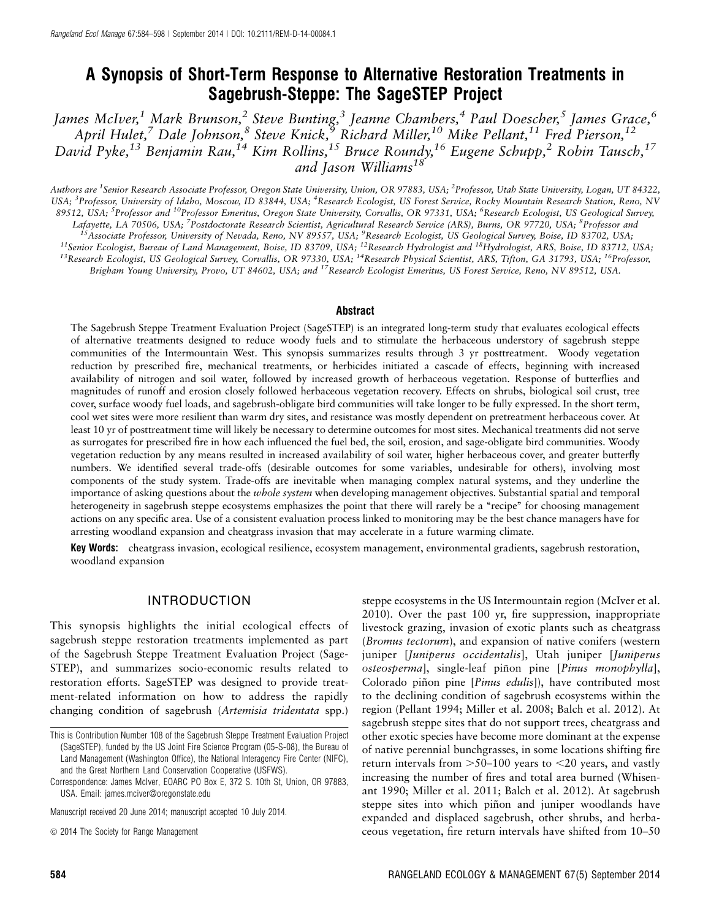# A Synopsis of Short-Term Response to Alternative Restoration Treatments in Sagebrush-Steppe: The SageSTEP Project

*James McIver,[1] Mark Brunson,[2] Steve Bunting,[3] Jeanne Chambers,[4] Paul Doescher,[5] James Grace,[6] April Hulet,[7] Dale Johnson,[8] Steve Knick,[9] Richard Miller,[10] Mike Pellant,[11] Fred Pierson,[12] David Pyke,[13] Benjamin Rau,[14] Kim Rollins,[15] Bruce Roundy,[16] Eugene Schupp,[2] Robin Tausch,[17] and Jason Williams[18]*

*Authors are [1]Senior Research Associate Professor, Oregon State University, Union, OR 97883, USA; [2]Professor, Utah State University, Logan, UT 84322, USA; [3]Professor, University of Idaho, Moscow, ID 83844, USA; [4]Research Ecologist, US Forest Service, Rocky Mountain Research Station, Reno, NV 89512, USA; [5]Professor and [10]Professor Emeritus, Oregon State University, Corvallis, OR 97331, USA; [6]Research Ecologist, US Geological Survey, Lafayette, LA 70506, USA; [7]Postdoctorate Research Scientist, Agricultural Research Service (ARS), Burns, OR 97720, USA; [8]Professor and [15]Associate Professor, University of Nevada, Reno, NV 89557, USA; [9]Research Ecologist, US Geological Survey, Boise, ID 83702, USA; [11]Senior Ecologist, Bureau of Land Management, Boise, ID 83709, USA; [12]Research Hydrologist and [18]Hydrologist, ARS, Boise, ID 83712, USA; [13]Research Ecologist, US Geological Survey, Corvallis, OR 97330, USA; [14]Research Physical Scientist, ARS, Tifton, GA 31793, USA; [16]Professor, Brigham Young University, Provo, UT 84602, USA; and [17]Research Ecologist Emeritus, US Forest Service, Reno, NV 89512, USA.*

## Abstract

The Sagebrush Steppe Treatment Evaluation Project (SageSTEP) is an integrated long-term study that evaluates ecological effects of alternative treatments designed to reduce woody fuels and to stimulate the herbaceous understory of sagebrush steppe communities of the Intermountain West. This synopsis summarizes results through 3 yr posttreatment. Woody vegetation reduction by prescribed fire, mechanical treatments, or herbicides initiated a cascade of effects, beginning with increased availability of nitrogen and soil water, followed by increased growth of herbaceous vegetation. Response of butterflies and magnitudes of runoff and erosion closely followed herbaceous vegetation recovery. Effects on shrubs, biological soil crust, tree cover, surface woody fuel loads, and sagebrush-obligate bird communities will take longer to be fully expressed. In the short term, cool wet sites were more resilient than warm dry sites, and resistance was mostly dependent on pretreatment herbaceous cover. At least 10 yr of posttreatment time will likely be necessary to determine outcomes for most sites. Mechanical treatments did not serve as surrogates for prescribed fire in how each influenced the fuel bed, the soil, erosion, and sage-obligate bird communities. Woody vegetation reduction by any means resulted in increased availability of soil water, higher herbaceous cover, and greater butterfly numbers. We identified several trade-offs (desirable outcomes for some variables, undesirable for others), involving most components of the study system. Trade-offs are inevitable when managing complex natural systems, and they underline the importance of asking questions about the *whole system* when developing management objectives. Substantial spatial and temporal heterogeneity in sagebrush steppe ecosystems emphasizes the point that there will rarely be a "recipe" for choosing management actions on any specific area. Use of a consistent evaluation process linked to monitoring may be the best chance managers have for arresting woodland expansion and cheatgrass invasion that may accelerate in a future warming climate.

**Key Words:** cheatgrass invasion, ecological resilience, ecosystem management, environmental gradients, sagebrush restoration, woodland expansion

## INTRODUCTION

This synopsis highlights the initial ecological effects of sagebrush steppe restoration treatments implemented as part of the Sagebrush Steppe Treatment Evaluation Project (SageSTEP), and summarizes socio-economic results related to restoration efforts. SageSTEP was designed to provide treatment-related information on how to address the rapidly changing condition of sagebrush (*Artemisia tridentata* spp.) steppe ecosystems in the US Intermountain region (McIver et al. 2010). Over the past 100 yr, fire suppression, inappropriate livestock grazing, invasion of exotic plants such as cheatgrass (*Bromus tectorum*), and expansion of native conifers (western juniper [*Juniperus occidentalis*], Utah juniper [*Juniperus osteosperma*], single-leaf piñon pine [*Pinus monophylla*], Colorado piñon pine [*Pinus edulis*]), have contributed most to the declining condition of sagebrush ecosystems within the region (Pellant 1994; Miller et al. 2008; Balch et al. 2012). At sagebrush steppe sites that do not support trees, cheatgrass and other exotic species have become more dominant at the expense of native perennial bunchgrasses, in some locations shifting fire return intervals from >50–100 years to <20 years, and vastly increasing the number of fires and total area burned (Whisenant 1990; Miller et al. 2011; Balch et al. 2012). At sagebrush steppe sites into which piñon and juniper woodlands have expanded and displaced sagebrush, other shrubs, and herbaceous vegetation, fire return intervals have shifted from 10–50

This is Contribution Number 108 of the Sagebrush Steppe Treatment Evaluation Project (SageSTEP), funded by the US Joint Fire Science Program (05-S-08), the Bureau of Land Management (Washington Office), the National Interagency Fire Center (NIFC), and the Great Northern Land Conservation Cooperative (USFWS).

Correspondence: James McIver, EOARC PO Box E, 372 S. 10th St, Union, OR 97883, USA. Email: james.mciver@oregonstate.edu

Manuscript received 20 June 2014; manuscript accepted 10 July 2014.

© 2014 The Society for Range Management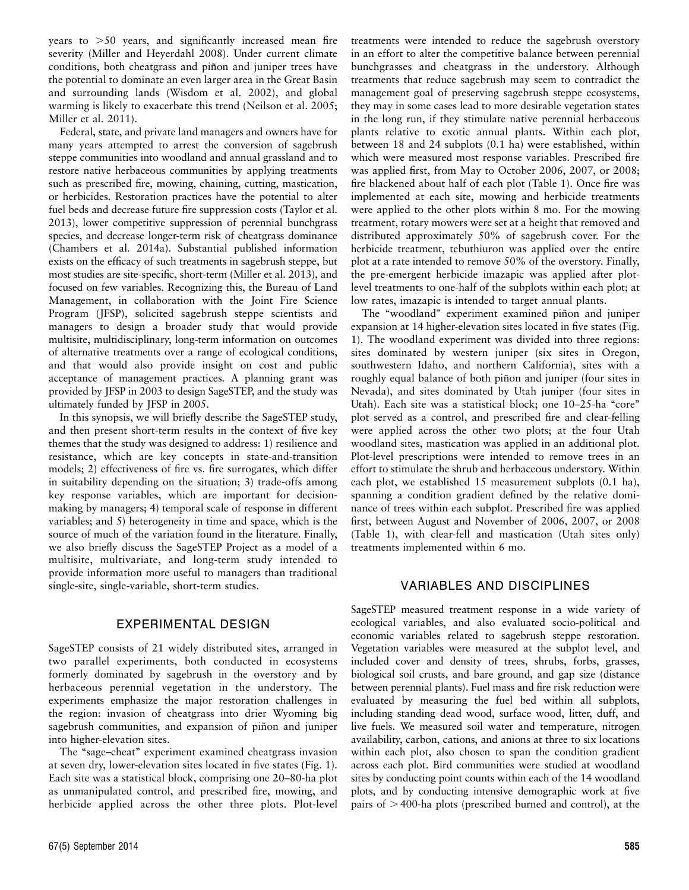years to >50 years, and significantly increased mean fire severity (Miller and Heyerdahl 2008). Under current climate conditions, both cheatgrass and piñon and juniper trees have the potential to dominate an even larger area in the Great Basin and surrounding lands (Wisdom et al. 2002), and global warming is likely to exacerbate this trend (Neilson et al. 2005; Miller et al. 2011).

Federal, state, and private land managers and owners have for many years attempted to arrest the conversion of sagebrush steppe communities into woodland and annual grassland and to restore native herbaceous communities by applying treatments such as prescribed fire, mowing, chaining, cutting, mastication, or herbicides. Restoration practices have the potential to alter fuel beds and decrease future fire suppression costs (Taylor et al. 2013), lower competitive suppression of perennial bunchgrass species, and decrease longer-term risk of cheatgrass dominance (Chambers et al. 2014a). Substantial published information exists on the efficacy of such treatments in sagebrush steppe, but most studies are site-specific, short-term (Miller et al. 2013), and focused on few variables. Recognizing this, the Bureau of Land Management, in collaboration with the Joint Fire Science Program (JFSP), solicited sagebrush steppe scientists and managers to design a broader study that would provide multisite, multidisciplinary, long-term information on outcomes of alternative treatments over a range of ecological conditions, and that would also provide insight on cost and public acceptance of management practices. A planning grant was provided by JFSP in 2003 to design SageSTEP, and the study was ultimately funded by JFSP in 2005.

In this synopsis, we will briefly describe the SageSTEP study, and then present short-term results in the context of five key themes that the study was designed to address: 1) resilience and resistance, which are key concepts in state-and-transition models; 2) effectiveness of fire vs. fire surrogates, which differ in suitability depending on the situation; 3) trade-offs among key response variables, which are important for decision-making by managers; 4) temporal scale of response in different variables; and 5) heterogeneity in time and space, which is the source of much of the variation found in the literature. Finally, we also briefly discuss the SageSTEP Project as a model of a multisite, multivariate, and long-term study intended to provide information more useful to managers than traditional single-site, single-variable, short-term studies.

## EXPERIMENTAL DESIGN

SageSTEP consists of 21 widely distributed sites, arranged in two parallel experiments, both conducted in ecosystems formerly dominated by sagebrush in the overstory and by herbaceous perennial vegetation in the understory. The experiments emphasize the major restoration challenges in the region: invasion of cheatgrass into drier Wyoming big sagebrush communities, and expansion of piñon and juniper into higher-elevation sites.

The "sage–cheat" experiment examined cheatgrass invasion at seven dry, lower-elevation sites located in five states (Fig. 1). Each site was a statistical block, comprising one 20–80-ha plot as unmanipulated control, and prescribed fire, mowing, and herbicide applied across the other three plots. Plot-level treatments were intended to reduce the sagebrush overstory in an effort to alter the competitive balance between perennial bunchgrasses and cheatgrass in the understory. Although treatments that reduce sagebrush may seem to contradict the management goal of preserving sagebrush steppe ecosystems, they may in some cases lead to more desirable vegetation states in the long run, if they stimulate native perennial herbaceous plants relative to exotic annual plants. Within each plot, between 18 and 24 subplots (0.1 ha) were established, within which were measured most response variables. Prescribed fire was applied first, from May to October 2006, 2007, or 2008; fire blackened about half of each plot (Table 1). Once fire was implemented at each site, mowing and herbicide treatments were applied to the other plots within 8 mo. For the mowing treatment, rotary mowers were set at a height that removed and distributed approximately 50% of sagebrush cover. For the herbicide treatment, tebuthiuron was applied over the entire plot at a rate intended to remove 50% of the overstory. Finally, the pre-emergent herbicide imazapic was applied after plot-level treatments to one-half of the subplots within each plot; at low rates, imazapic is intended to target annual plants.

The "woodland" experiment examined piñon and juniper expansion at 14 higher-elevation sites located in five states (Fig. 1). The woodland experiment was divided into three regions: sites dominated by western juniper (six sites in Oregon, southwestern Idaho, and northern California), sites with a roughly equal balance of both piñon and juniper (four sites in Nevada), and sites dominated by Utah juniper (four sites in Utah). Each site was a statistical block; one 10–25-ha "core" plot served as a control, and prescribed fire and clear-felling were applied across the other two plots; at the four Utah woodland sites, mastication was applied in an additional plot. Plot-level prescriptions were intended to remove trees in an effort to stimulate the shrub and herbaceous understory. Within each plot, we established 15 measurement subplots (0.1 ha), spanning a condition gradient defined by the relative dominance of trees within each subplot. Prescribed fire was applied first, between August and November of 2006, 2007, or 2008 (Table 1), with clear-fell and mastication (Utah sites only) treatments implemented within 6 mo.

## VARIABLES AND DISCIPLINES

SageSTEP measured treatment response in a wide variety of ecological variables, and also evaluated socio-political and economic variables related to sagebrush steppe restoration. Vegetation variables were measured at the subplot level, and included cover and density of trees, shrubs, forbs, grasses, biological soil crusts, and bare ground, and gap size (distance between perennial plants). Fuel mass and fire risk reduction were evaluated by measuring the fuel bed within all subplots, including standing dead wood, surface wood, litter, duff, and live fuels. We measured soil water and temperature, nitrogen availability, carbon, cations, and anions at three to six locations within each plot, also chosen to span the condition gradient across each plot. Bird communities were studied at woodland sites by conducting point counts within each of the 14 woodland plots, and by conducting intensive demographic work at five pairs of >400-ha plots (prescribed burned and control), at the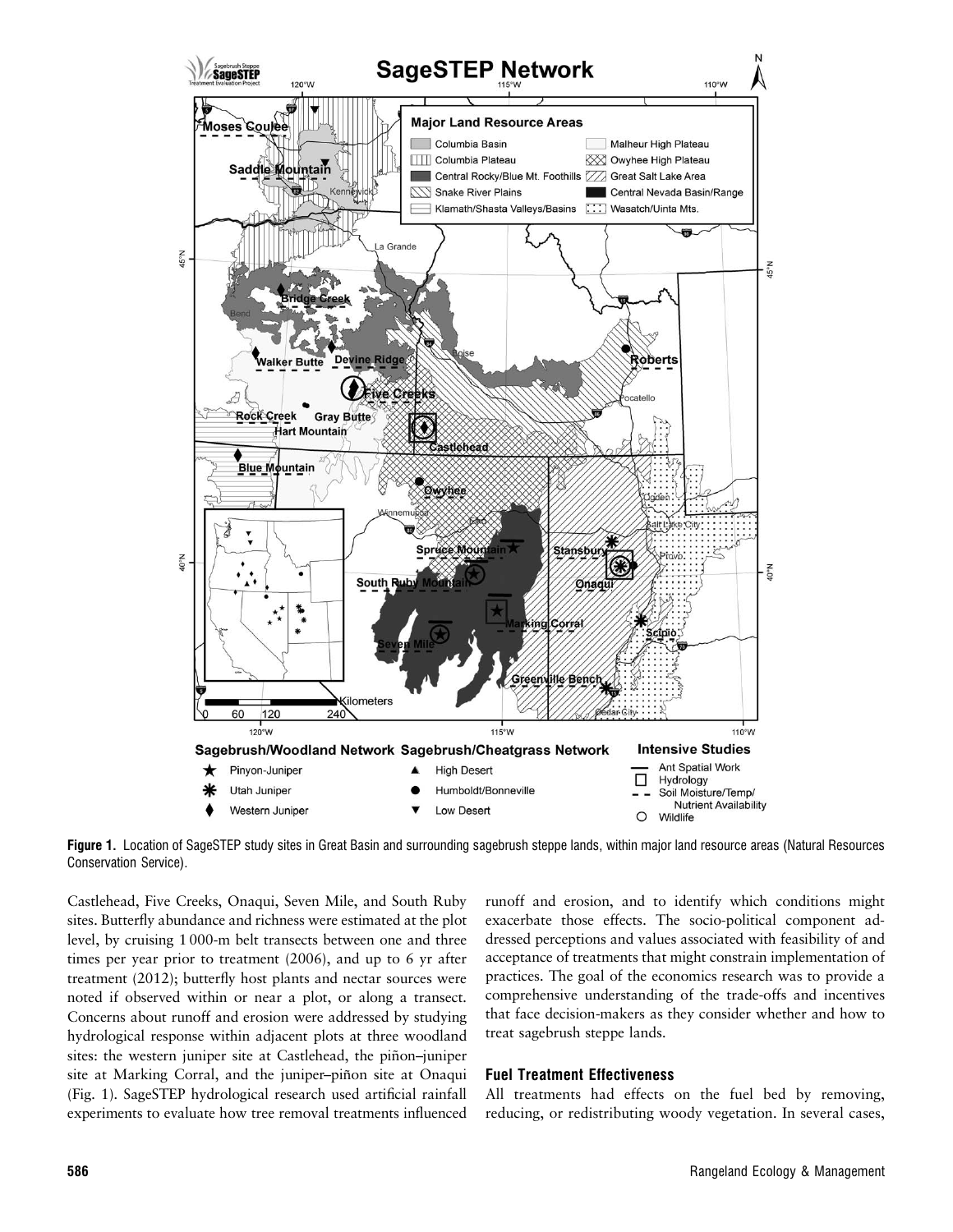**Figure 1.** Location of SageSTEP study sites in Great Basin and surrounding sagebrush steppe lands, within major land resource areas (Natural Resources Conservation Service).

Castlehead, Five Creeks, Onaqui, Seven Mile, and South Ruby sites. Butterfly abundance and richness were estimated at the plot level, by cruising 1 000-m belt transects between one and three times per year prior to treatment (2006), and up to 6 yr after treatment (2012); butterfly host plants and nectar sources were noted if observed within or near a plot, or along a transect. Concerns about runoff and erosion were addressed by studying hydrological response within adjacent plots at three woodland sites: the western juniper site at Castlehead, the piñon–juniper site at Marking Corral, and the juniper–piñon site at Onaqui (Fig. 1). SageSTEP hydrological research used artificial rainfall experiments to evaluate how tree removal treatments influenced runoff and erosion, and to identify which conditions might exacerbate those effects. The socio-political component addressed perceptions and values associated with feasibility of and acceptance of treatments that might constrain implementation of practices. The goal of the economics research was to provide a comprehensive understanding of the trade-offs and incentives that face decision-makers as they consider whether and how to treat sagebrush steppe lands.

### Fuel Treatment Effectiveness

All treatments had effects on the fuel bed by removing, reducing, or redistributing woody vegetation. In several cases,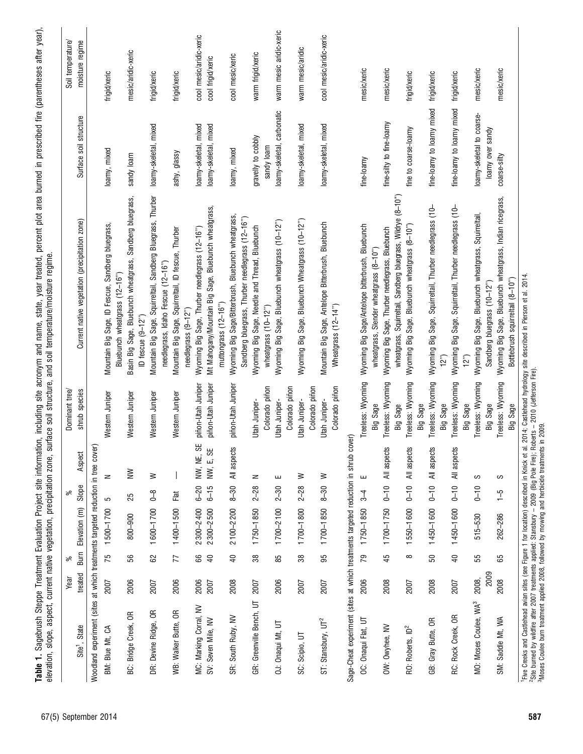**Table 1.** Sagebrush Steppe Treatment Evaluation Project site information, including site acronym and name, state, year treated, percent plot area burned in prescribed fire (parentheses after year), elevation, slope, aspect, current native vegetation, precipitation zone, surface soil structure, and soil temperature/moisture regime.

| Site[1], State | Year treated | % Burn | Elevation (m) | % Slope | Aspect | Dominant tree/ shrub species | Current native vegetation (precipitation zone) | Surface soil structure | Soil temperature/ moisture regime |
|---|---|---|---|---|---|---|---|---|---|
| Woodland experiment (sites at which treatments targeted reduction in tree cover) | | | | | | | | | |
| BM: Blue Mt, CA | 2007 | 75 | 1500–1700 | 5 | N | Western Juniper | Mountain Big Sage, ID Fescue, Sandberg bluegrass, Bluebunch wheatgrass (12–16″) | loamy, mixed | frigid/xeric |
| BC: Bridge Creek, OR | 2006 | 56 | 800–900 | 25 | NW | Western Juniper | Basin Big Sage, Bluebunch wheatgrass, Sandberg bluegrass, ID fescue (9–12″) | sandy loam | mesic/aridic-xeric |
| DR: Devine Ridge, OR | 2007 | 62 | 1600–1700 | 0–8 | W | Western Juniper | Mountain Big Sage, Squirreltail, Sandberg Bluegrass, Thurber needlegrass, Idaho Fescue (12–16″) | loamy-skeletal, mixed | frigid/xeric |
| WB: Walker Butte, OR | 2006 | 77 | 1400–1500 | Flat | — | Western Juniper | Mountain Big Sage, Squirreltail, ID fescue, Thurber needlegrass (9–12″) | ashy, glassy | frigid/xeric |
| MC: Marking Corral, NV | 2006 | 66 | 2300–2400 | 6–20 | NW, NE, SE | piñon-Utah Juniper | Wyoming Big Sage, Thurber needlegrass (12–16″) | loamy-skeletal, mixed | cool mesic/aridic-xeric |
| SV: Seven Mile, NV | 2007 | 40 | 2300–2500 | 6–15 | NW, E, SE | piñon-Utah Juniper | Mt Mahogany/Mountain Big Sage, Bluebunch wheatgrass, muttongrass (12–16″) | loamy-skeletal, mixed | cool frigid/xeric |
| SR: South Ruby, NV | 2008 | 40 | 2100–2200 | 8–30 | All aspects | piñon-Utah Juniper | Wyoming Big Sage/Bitterbrush, Bluebunch wheatgrass, Sandberg bluegrass, Thurber needlegrass (12–16″) | loamy, mixed | cool mesic/xeric |
| GR: Greenville Bench, UT | 2007 | 38 | 1750–1850 | 2–28 | N | Utah Juniper-Colorado piñon | Wyoming Big Sage, Needle and Thread, Bluebunch wheatgrass (10–12″) | gravelly to cobbly sandy loam | warm frigid/xeric |
| OJ: Onaqui Mt, UT | 2006 | 85 | 1700–2100 | 2–30 | E | Utah Juniper-Colorado piñon | Wyoming Big Sage, Bluebunch wheatgrass (10–12″) | loamy-skeletal, carbonatic | warm mesic aridic-xeric |
| SC: Scipio, UT | 2007 | 38 | 1700–1800 | 2–28 | W | Utah Juniper-Colorado piñon | Wyoming Big Sage, Bluebunch Wheatgrass (10–12″) | loamy-skeletal, mixed | warm mesic/aridic |
| ST: Stansbury, UT[2] | 2007 | 95 | 1700–1850 | 8–30 | W | Utah Juniper-Colorado piñon | Mountain Big Sage, Antelope Bitterbrush, Bluebunch Wheatgrass (12–14″) | loamy-skeletal, mixed | cool mesic/aridic-xeric |
| Sage-Cheat experiment (sites at which treatments targeted reduction in shrub cover) | | | | | | | | | |
| OC: Onaqui Flat, UT | 2006 | 79 | 1750–1850 | 3–4 | E | Treeless: Wyoming Big Sage | Wyoming Big Sage/Antelope bitterbrush, Bluebunch wheatgrass, Slender wheatgrass (8–10″) | fine-loamy | mesic/xeric |
| OW: Owyhee, NV | 2008 | 45 | 1700–1750 | 0–10 | All aspects | Treeless: Wyoming Big Sage | Wyoming Big Sage, Thurber needlegrass, Bluebunch wheatgrass, Squirreltail, Sandberg bluegrass, Wildrye (8–10″) | fine-silty to fine-loamy | mesic/xeric |
| RO: Roberts, ID[2] | 2007 | 8 | 1550–1600 | 0–10 | All aspects | Treeless: Wyoming Big Sage | Wyoming Big Sage, Bluebunch wheatgrass (8–10″) | fine to coarse-loamy | frigid/xeric |
| GB: Gray Butte, OR | 2008 | 50 | 1450–1600 | 0–10 | All aspects | Treeless: Wyoming Big Sage | Wyoming Big Sage, Squirreltail, Thurber needlegrass (10–12″) | fine-loamy to loamy mixed | frigid/xeric |
| RC: Rock Creek, OR | 2007 | 40 | 1450–1600 | 0–10 | All aspects | Treeless: Wyoming Big Sage | Wyoming Big Sage, Squirreltail, Thurber needlegrass (10–12″) | fine-loamy to loamy mixed | frigid/xeric |
| MO: Moses Coulee, WA[3] | 2008, 2009 | 55 | 515–530 | 0–10 | S | Treeless: Wyoming Big Sage | Wyoming Big Sage, Bluebunch wheatgrass, Squirreltail, Sandberg bluegrass (10–12″) | loamy-skeletal to coarse-loamy over sandy | mesic/xeric |
| SM: Saddle Mt, WA | 2008 | 65 | 262–286 | 1–5 | S | Treeless: Wyoming Big Sage | Wyoming Big Sage, Bluebunch wheatgrass, Indian ricegrass, Bottlebrush squirreltail (8–10″) | coarse-silty | mesic/xeric |

[1]Five Creeks and Castlehead avian sites (see Figure 1 for location) described in Knick et al. 2014; Castlehead hydrology site described in Pierson et al. 2014.
[2]Site burned by wildfire after 2007 treatments applied: Stansbury – 2009 (Big Pole Fire); Roberts – 2010 (Jefferson Fire).
[3]Moses Coulee burn treatment applied 2008, followed by mowing and herbicide treatments in 2009.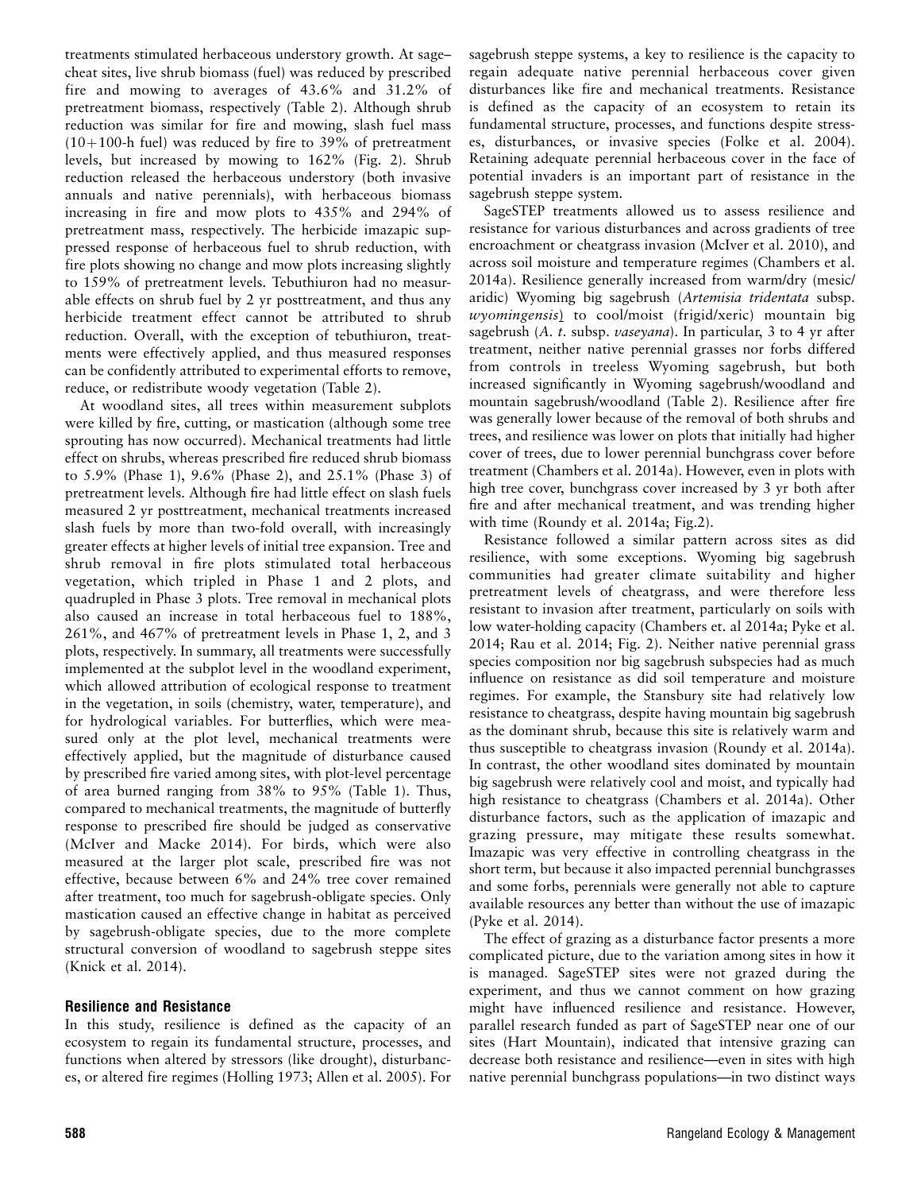treatments stimulated herbaceous understory growth. At sage–cheat sites, live shrub biomass (fuel) was reduced by prescribed fire and mowing to averages of 43.6% and 31.2% of pretreatment biomass, respectively (Table 2). Although shrub reduction was similar for fire and mowing, slash fuel mass (10+100-h fuel) was reduced by fire to 39% of pretreatment levels, but increased by mowing to 162% (Fig. 2). Shrub reduction released the herbaceous understory (both invasive annuals and native perennials), with herbaceous biomass increasing in fire and mow plots to 435% and 294% of pretreatment mass, respectively. The herbicide imazapic suppressed response of herbaceous fuel to shrub reduction, with fire plots showing no change and mow plots increasing slightly to 159% of pretreatment levels. Tebuthiuron had no measurable effects on shrub fuel by 2 yr posttreatment, and thus any herbicide treatment effect cannot be attributed to shrub reduction. Overall, with the exception of tebuthiuron, treatments were effectively applied, and thus measured responses can be confidently attributed to experimental efforts to remove, reduce, or redistribute woody vegetation (Table 2).

At woodland sites, all trees within measurement subplots were killed by fire, cutting, or mastication (although some tree sprouting has now occurred). Mechanical treatments had little effect on shrubs, whereas prescribed fire reduced shrub biomass to 5.9% (Phase 1), 9.6% (Phase 2), and 25.1% (Phase 3) of pretreatment levels. Although fire had little effect on slash fuels measured 2 yr posttreatment, mechanical treatments increased slash fuels by more than two-fold overall, with increasingly greater effects at higher levels of initial tree expansion. Tree and shrub removal in fire plots stimulated total herbaceous vegetation, which tripled in Phase 1 and 2 plots, and quadrupled in Phase 3 plots. Tree removal in mechanical plots also caused an increase in total herbaceous fuel to 188%, 261%, and 467% of pretreatment levels in Phase 1, 2, and 3 plots, respectively. In summary, all treatments were successfully implemented at the subplot level in the woodland experiment, which allowed attribution of ecological response to treatment in the vegetation, in soils (chemistry, water, temperature), and for hydrological variables. For butterflies, which were measured only at the plot level, mechanical treatments were effectively applied, but the magnitude of disturbance caused by prescribed fire varied among sites, with plot-level percentage of area burned ranging from 38% to 95% (Table 1). Thus, compared to mechanical treatments, the magnitude of butterfly response to prescribed fire should be judged as conservative (McIver and Macke 2014). For birds, which were also measured at the larger plot scale, prescribed fire was not effective, because between 6% and 24% tree cover remained after treatment, too much for sagebrush-obligate species. Only mastication caused an effective change in habitat as perceived by sagebrush-obligate species, due to the more complete structural conversion of woodland to sagebrush steppe sites (Knick et al. 2014).

## Resilience and Resistance

In this study, resilience is defined as the capacity of an ecosystem to regain its fundamental structure, processes, and functions when altered by stressors (like drought), disturbances, or altered fire regimes (Holling 1973; Allen et al. 2005). For sagebrush steppe systems, a key to resilience is the capacity to regain adequate native perennial herbaceous cover given disturbances like fire and mechanical treatments. Resistance is defined as the capacity of an ecosystem to retain its fundamental structure, processes, and functions despite stresses, disturbances, or invasive species (Folke et al. 2004). Retaining adequate perennial herbaceous cover in the face of potential invaders is an important part of resistance in the sagebrush steppe system.

SageSTEP treatments allowed us to assess resilience and resistance for various disturbances and across gradients of tree encroachment or cheatgrass invasion (McIver et al. 2010), and across soil moisture and temperature regimes (Chambers et al. 2014a). Resilience generally increased from warm/dry (mesic/aridic) Wyoming big sagebrush (*Artemisia tridentata* subsp. *wyomingensis*) to cool/moist (frigid/xeric) mountain big sagebrush (*A. t.* subsp. *vaseyana*). In particular, 3 to 4 yr after treatment, neither native perennial grasses nor forbs differed from controls in treeless Wyoming sagebrush, but both increased significantly in Wyoming sagebrush/woodland and mountain sagebrush/woodland (Table 2). Resilience after fire was generally lower because of the removal of both shrubs and trees, and resilience was lower on plots that initially had higher cover of trees, due to lower perennial bunchgrass cover before treatment (Chambers et al. 2014a). However, even in plots with high tree cover, bunchgrass cover increased by 3 yr both after fire and after mechanical treatment, and was trending higher with time (Roundy et al. 2014a; Fig.2).

Resistance followed a similar pattern across sites as did resilience, with some exceptions. Wyoming big sagebrush communities had greater climate suitability and higher pretreatment levels of cheatgrass, and were therefore less resistant to invasion after treatment, particularly on soils with low water-holding capacity (Chambers et. al 2014a; Pyke et al. 2014; Rau et al. 2014; Fig. 2). Neither native perennial grass species composition nor big sagebrush subspecies had as much influence on resistance as did soil temperature and moisture regimes. For example, the Stansbury site had relatively low resistance to cheatgrass, despite having mountain big sagebrush as the dominant shrub, because this site is relatively warm and thus susceptible to cheatgrass invasion (Roundy et al. 2014a). In contrast, the other woodland sites dominated by mountain big sagebrush were relatively cool and moist, and typically had high resistance to cheatgrass (Chambers et al. 2014a). Other disturbance factors, such as the application of imazapic and grazing pressure, may mitigate these results somewhat. Imazapic was very effective in controlling cheatgrass in the short term, but because it also impacted perennial bunchgrasses and some forbs, perennials were generally not able to capture available resources any better than without the use of imazapic (Pyke et al. 2014).

The effect of grazing as a disturbance factor presents a more complicated picture, due to the variation among sites in how it is managed. SageSTEP sites were not grazed during the experiment, and thus we cannot comment on how grazing might have influenced resilience and resistance. However, parallel research funded as part of SageSTEP near one of our sites (Hart Mountain), indicated that intensive grazing can decrease both resistance and resilience—even in sites with high native perennial bunchgrass populations—in two distinct ways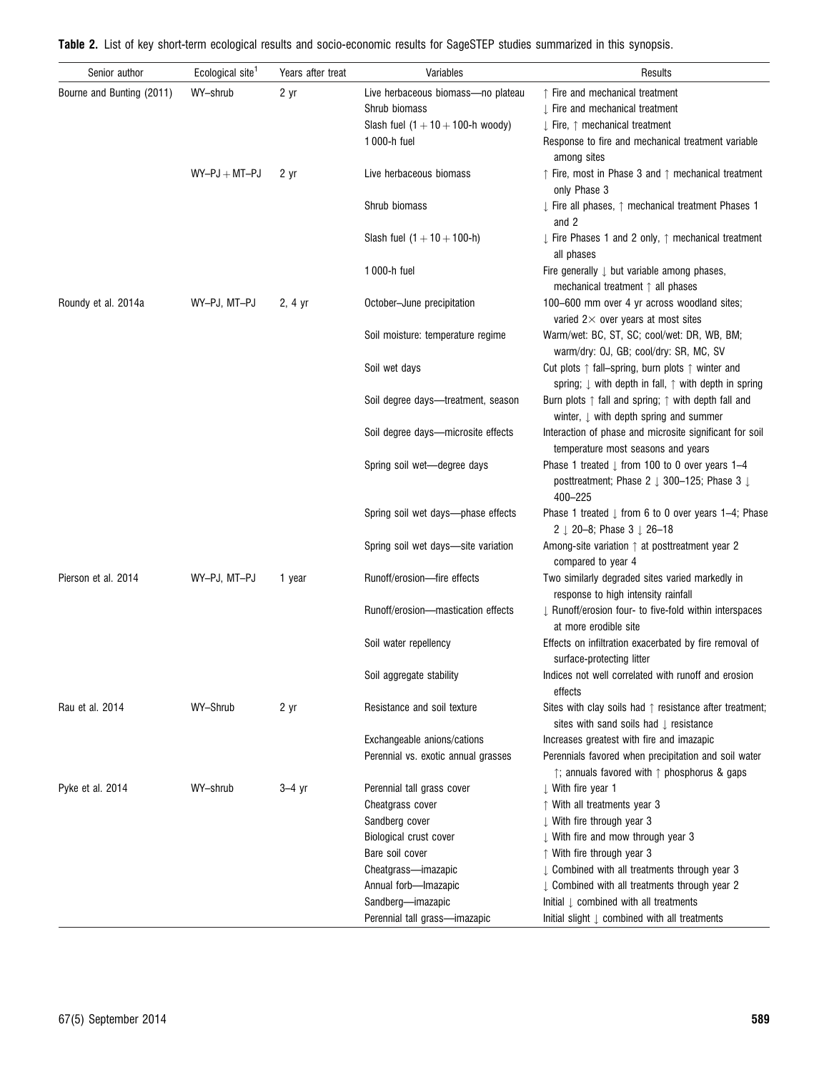**Table 2.** List of key short-term ecological results and socio-economic results for SageSTEP studies summarized in this synopsis.

| Senior author | Ecological site[1] | Years after treat | Variables | Results |
|---|---|---|---|---|
| Bourne and Bunting (2011) | WY–shrub | 2 yr | Live herbaceous biomass—no plateau | ↑ Fire and mechanical treatment |
| | | | Shrub biomass | ↓ Fire and mechanical treatment |
| | | | Slash fuel (1 + 10 + 100-h woody) | ↓ Fire, ↑ mechanical treatment |
| | | | 1 000-h fuel | Response to fire and mechanical treatment variable among sites |
| | WY–PJ + MT–PJ | 2 yr | Live herbaceous biomass | ↑ Fire, most in Phase 3 and ↑ mechanical treatment only Phase 3 |
| | | | Shrub biomass | ↓ Fire all phases, ↑ mechanical treatment Phases 1 and 2 |
| | | | Slash fuel (1 + 10 + 100-h) | ↓ Fire Phases 1 and 2 only, ↑ mechanical treatment all phases |
| | | | 1 000-h fuel | Fire generally ↓ but variable among phases, mechanical treatment ↑ all phases |
| Roundy et al. 2014a | WY–PJ, MT–PJ | 2, 4 yr | October–June precipitation | 100–600 mm over 4 yr across woodland sites; varied 2× over years at most sites |
| | | | Soil moisture: temperature regime | Warm/wet: BC, ST, SC; cool/wet: DR, WB, BM; warm/dry: OJ, GB; cool/dry: SR, MC, SV |
| | | | Soil wet days | Cut plots ↑ fall–spring, burn plots ↑ winter and spring; ↓ with depth in fall, ↑ with depth in spring |
| | | | Soil degree days—treatment, season | Burn plots ↑ fall and spring; ↑ with depth fall and winter, ↓ with depth spring and summer |
| | | | Soil degree days—microsite effects | Interaction of phase and microsite significant for soil temperature most seasons and years |
| | | | Spring soil wet—degree days | Phase 1 treated ↓ from 100 to 0 over years 1–4 posttreatment; Phase 2 ↓ 300–125; Phase 3 ↓ 400–225 |
| | | | Spring soil wet days—phase effects | Phase 1 treated ↓ from 6 to 0 over years 1–4; Phase 2 ↓ 20–8; Phase 3 ↓ 26–18 |
| | | | Spring soil wet days—site variation | Among-site variation ↑ at posttreatment year 2 compared to year 4 |
| Pierson et al. 2014 | WY–PJ, MT–PJ | 1 year | Runoff/erosion—fire effects | Two similarly degraded sites varied markedly in response to high intensity rainfall |
| | | | Runoff/erosion—mastication effects | ↓ Runoff/erosion four- to five-fold within interspaces at more erodible site |
| | | | Soil water repellency | Effects on infiltration exacerbated by fire removal of surface-protecting litter |
| | | | Soil aggregate stability | Indices not well correlated with runoff and erosion effects |
| Rau et al. 2014 | WY–Shrub | 2 yr | Resistance and soil texture | Sites with clay soils had ↑ resistance after treatment; sites with sand soils had ↓ resistance |
| | | | Exchangeable anions/cations | Increases greatest with fire and imazapic |
| | | | Perennial vs. exotic annual grasses | Perennials favored when precipitation and soil water ↑; annuals favored with ↑ phosphorus & gaps |
| Pyke et al. 2014 | WY–shrub | 3–4 yr | Perennial tall grass cover | ↓ With fire year 1 |
| | | | Cheatgrass cover | ↑ With all treatments year 3 |
| | | | Sandberg cover | ↓ With fire through year 3 |
| | | | Biological crust cover | ↓ With fire and mow through year 3 |
| | | | Bare soil cover | ↑ With fire through year 3 |
| | | | Cheatgrass—imazapic | ↓ Combined with all treatments through year 3 |
| | | | Annual forb—Imazapic | ↓ Combined with all treatments through year 2 |
| | | | Sandberg—imazapic | Initial ↓ combined with all treatments |
| | | | Perennial tall grass—imazapic | Initial slight ↓ combined with all treatments |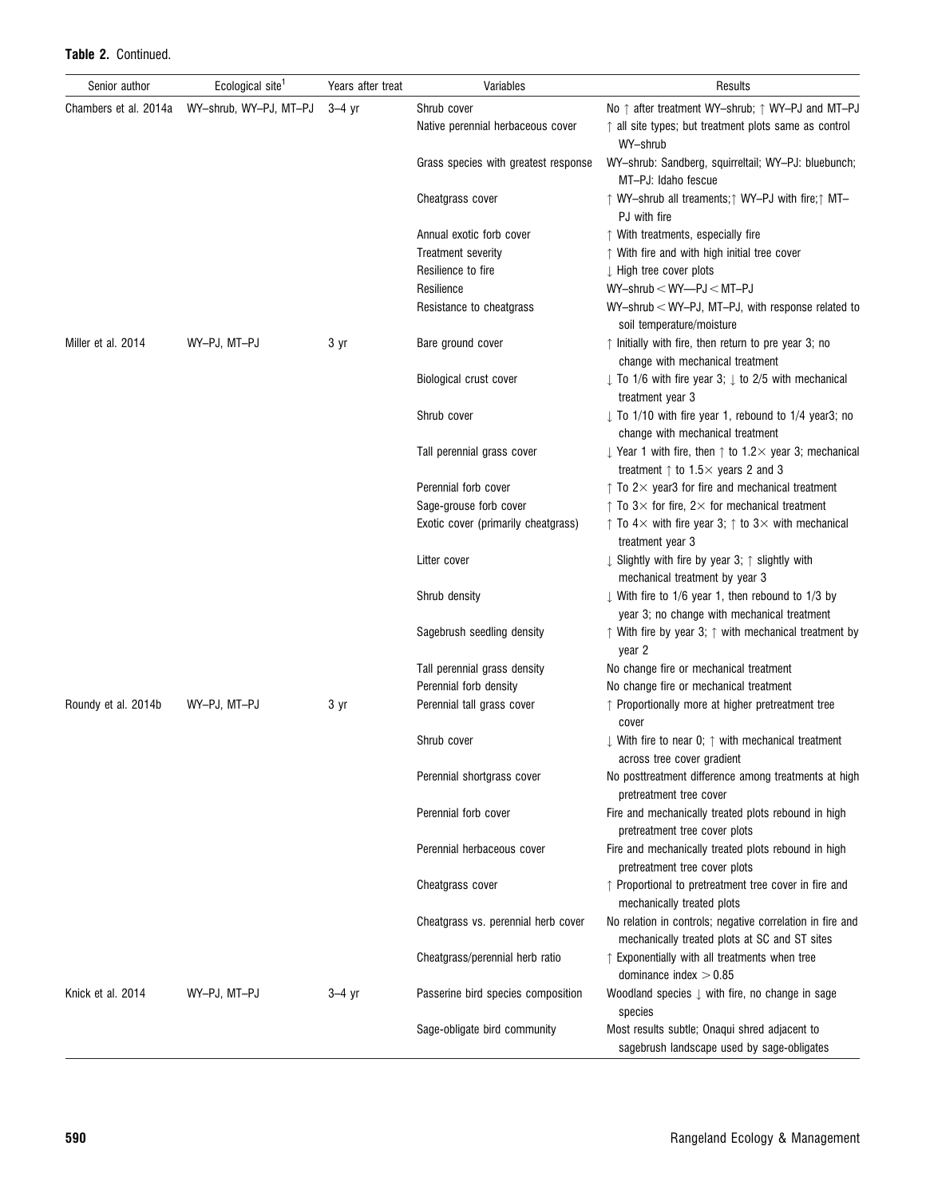**Table 2.** Continued.

| Senior author | Ecological site[1] | Years after treat | Variables | Results |
|---|---|---|---|---|
| Chambers et al. 2014a | WY–shrub, WY–PJ, MT–PJ | 3–4 yr | Shrub cover | No ↑ after treatment WY–shrub; ↑ WY–PJ and MT–PJ |
| | | | Native perennial herbaceous cover | ↑ all site types; but treatment plots same as control WY–shrub |
| | | | Grass species with greatest response | WY–shrub: Sandberg, squirreltail; WY–PJ: bluebunch; MT–PJ: Idaho fescue |
| | | | Cheatgrass cover | ↑ WY–shrub all treaments;↑ WY–PJ with fire;↑ MT–PJ with fire |
| | | | Annual exotic forb cover | ↑ With treatments, especially fire |
| | | | Treatment severity | ↑ With fire and with high initial tree cover |
| | | | Resilience to fire | ↓ High tree cover plots |
| | | | Resilience | WY–shrub < WY—PJ < MT–PJ |
| | | | Resistance to cheatgrass | WY–shrub < WY–PJ, MT–PJ, with response related to soil temperature/moisture |
| Miller et al. 2014 | WY–PJ, MT–PJ | 3 yr | Bare ground cover | ↑ Initially with fire, then return to pre year 3; no change with mechanical treatment |
| | | | Biological crust cover | ↓ To 1/6 with fire year 3; ↓ to 2/5 with mechanical treatment year 3 |
| | | | Shrub cover | ↓ To 1/10 with fire year 1, rebound to 1/4 year3; no change with mechanical treatment |
| | | | Tall perennial grass cover | ↓ Year 1 with fire, then ↑ to 1.2× year 3; mechanical treatment ↑ to 1.5× years 2 and 3 |
| | | | Perennial forb cover | ↑ To 2× year3 for fire and mechanical treatment |
| | | | Sage-grouse forb cover | ↑ To 3× for fire, 2× for mechanical treatment |
| | | | Exotic cover (primarily cheatgrass) | ↑ To 4× with fire year 3; ↑ to 3× with mechanical treatment year 3 |
| | | | Litter cover | ↓ Slightly with fire by year 3; ↑ slightly with mechanical treatment by year 3 |
| | | | Shrub density | ↓ With fire to 1/6 year 1, then rebound to 1/3 by year 3; no change with mechanical treatment |
| | | | Sagebrush seedling density | ↑ With fire by year 3; ↑ with mechanical treatment by year 2 |
| | | | Tall perennial grass density | No change fire or mechanical treatment |
| | | | Perennial forb density | No change fire or mechanical treatment |
| Roundy et al. 2014b | WY–PJ, MT–PJ | 3 yr | Perennial tall grass cover | ↑ Proportionally more at higher pretreatment tree cover |
| | | | Shrub cover | ↓ With fire to near 0; ↑ with mechanical treatment across tree cover gradient |
| | | | Perennial shortgrass cover | No posttreatment difference among treatments at high pretreatment tree cover |
| | | | Perennial forb cover | Fire and mechanically treated plots rebound in high pretreatment tree cover plots |
| | | | Perennial herbaceous cover | Fire and mechanically treated plots rebound in high pretreatment tree cover plots |
| | | | Cheatgrass cover | ↑ Proportional to pretreatment tree cover in fire and mechanically treated plots |
| | | | Cheatgrass vs. perennial herb cover | No relation in controls; negative correlation in fire and mechanically treated plots at SC and ST sites |
| | | | Cheatgrass/perennial herb ratio | ↑ Exponentially with all treatments when tree dominance index > 0.85 |
| Knick et al. 2014 | WY–PJ, MT–PJ | 3–4 yr | Passerine bird species composition | Woodland species ↓ with fire, no change in sage species |
| | | | Sage-obligate bird community | Most results subtle; Onaqui shred adjacent to sagebrush landscape used by sage-obligates |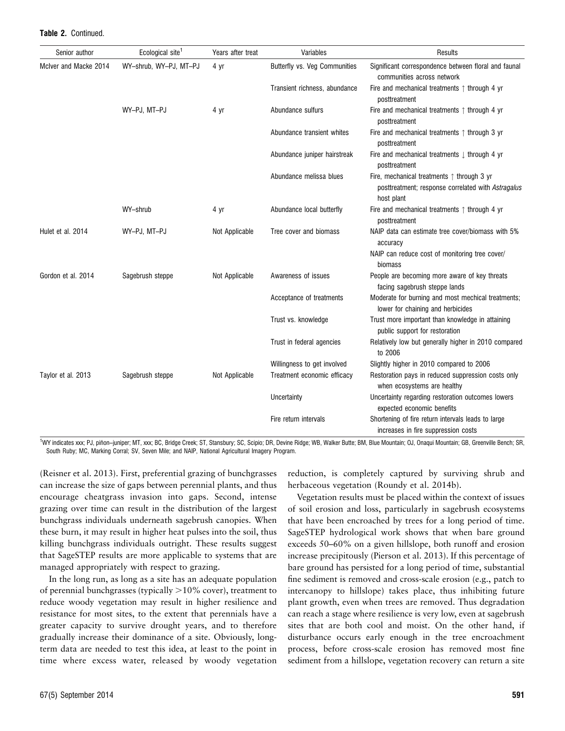**Table 2.** Continued.

| Senior author | Ecological site[1] | Years after treat | Variables | Results |
|---|---|---|---|---|
| McIver and Macke 2014 | WY–shrub, WY–PJ, MT–PJ | 4 yr | Butterfly vs. Veg Communities | Significant correspondence between floral and faunal communities across network |
| | | | Transient richness, abundance | Fire and mechanical treatments ↑ through 4 yr posttreatment |
| | WY–PJ, MT–PJ | 4 yr | Abundance sulfurs | Fire and mechanical treatments ↑ through 4 yr posttreatment |
| | | | Abundance transient whites | Fire and mechanical treatments ↑ through 3 yr posttreatment |
| | | | Abundance juniper hairstreak | Fire and mechanical treatments ↓ through 4 yr posttreatment |
| | | | Abundance melissa blues | Fire, mechanical treatments ↑ through 3 yr posttreatment; response correlated with *Astragalus* host plant |
| | WY–shrub | 4 yr | Abundance local butterfly | Fire and mechanical treatments ↑ through 4 yr posttreatment |
| Hulet et al. 2014 | WY–PJ, MT–PJ | Not Applicable | Tree cover and biomass | NAIP data can estimate tree cover/biomass with 5% accuracy |
| | | | | NAIP can reduce cost of monitoring tree cover/biomass |
| Gordon et al. 2014 | Sagebrush steppe | Not Applicable | Awareness of issues | People are becoming more aware of key threats facing sagebrush steppe lands |
| | | | Acceptance of treatments | Moderate for burning and most mechical treatments; lower for chaining and herbicides |
| | | | Trust vs. knowledge | Trust more important than knowledge in attaining public support for restoration |
| | | | Trust in federal agencies | Relatively low but generally higher in 2010 compared to 2006 |
| | | | Willingness to get involved | Slightly higher in 2010 compared to 2006 |
| Taylor et al. 2013 | Sagebrush steppe | Not Applicable | Treatment economic efficacy | Restoration pays in reduced suppression costs only when ecosystems are healthy |
| | | | Uncertainty | Uncertainty regarding restoration outcomes lowers expected economic benefits |
| | | | Fire return intervals | Shortening of fire return intervals leads to large increases in fire suppression costs |

[1]WY indicates xxx; PJ, piñon–juniper; MT, xxx; BC, Bridge Creek; ST, Stansbury; SC, Scipio; DR, Devine Ridge; WB, Walker Butte; BM, Blue Mountain; OJ, Onaqui Mountain; GB, Greenville Bench; SR, South Ruby; MC, Marking Corral; SV, Seven Mile; and NAIP, National Agricultural Imagery Program.

(Reisner et al. 2013). First, preferential grazing of bunchgrasses can increase the size of gaps between perennial plants, and thus encourage cheatgrass invasion into gaps. Second, intense grazing over time can result in the distribution of the largest bunchgrass individuals underneath sagebrush canopies. When these burn, it may result in higher heat pulses into the soil, thus killing bunchgrass individuals outright. These results suggest that SageSTEP results are more applicable to systems that are managed appropriately with respect to grazing.

In the long run, as long as a site has an adequate population of perennial bunchgrasses (typically >10% cover), treatment to reduce woody vegetation may result in higher resilience and resistance for most sites, to the extent that perennials have a greater capacity to survive drought years, and to therefore gradually increase their dominance of a site. Obviously, long-term data are needed to test this idea, at least to the point in time where excess water, released by woody vegetation reduction, is completely captured by surviving shrub and herbaceous vegetation (Roundy et al. 2014b).

Vegetation results must be placed within the context of issues of soil erosion and loss, particularly in sagebrush ecosystems that have been encroached by trees for a long period of time. SageSTEP hydrological work shows that when bare ground exceeds 50–60% on a given hillslope, both runoff and erosion increase precipitously (Pierson et al. 2013). If this percentage of bare ground has persisted for a long period of time, substantial fine sediment is removed and cross-scale erosion (e.g., patch to intercanopy to hillslope) takes place, thus inhibiting future plant growth, even when trees are removed. Thus degradation can reach a stage where resilience is very low, even at sagebrush sites that are both cool and moist. On the other hand, if disturbance occurs early enough in the tree encroachment process, before cross-scale erosion has removed most fine sediment from a hillslope, vegetation recovery can return a site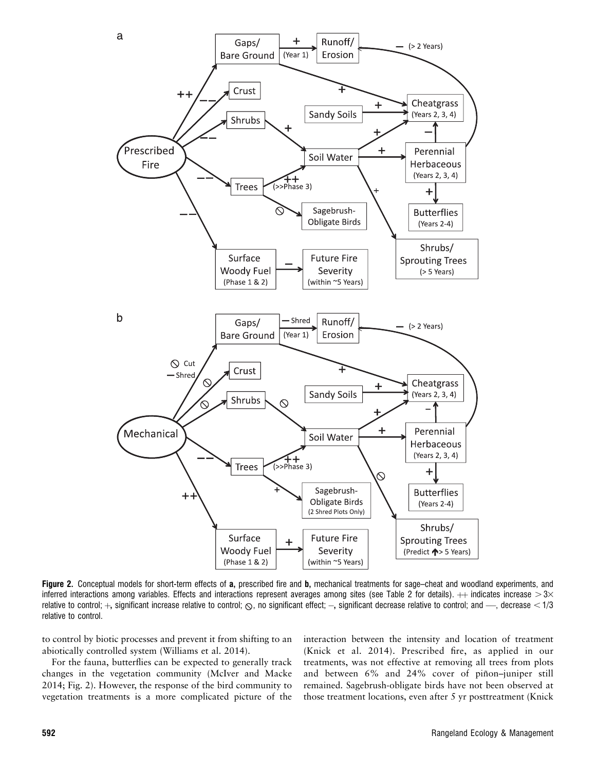**Figure 2.** Conceptual models for short-term effects of **a,** prescribed fire and **b,** mechanical treatments for sage–cheat and woodland experiments, and inferred interactions among variables. Effects and interactions represent averages among sites (see Table 2 for details). ++ indicates increase > 3× relative to control; +, significant increase relative to control; ⦸, no significant effect; –, significant decrease relative to control; and —, decrease < 1/3 relative to control.

to control by biotic processes and prevent it from shifting to an abiotically controlled system (Williams et al. 2014).

For the fauna, butterflies can be expected to generally track changes in the vegetation community (McIver and Macke 2014; Fig. 2). However, the response of the bird community to vegetation treatments is a more complicated picture of the interaction between the intensity and location of treatment (Knick et al. 2014). Prescribed fire, as applied in our treatments, was not effective at removing all trees from plots and between 6% and 24% cover of piñon–juniper still remained. Sagebrush-obligate birds have not been observed at those treatment locations, even after 5 yr posttreatment (Knick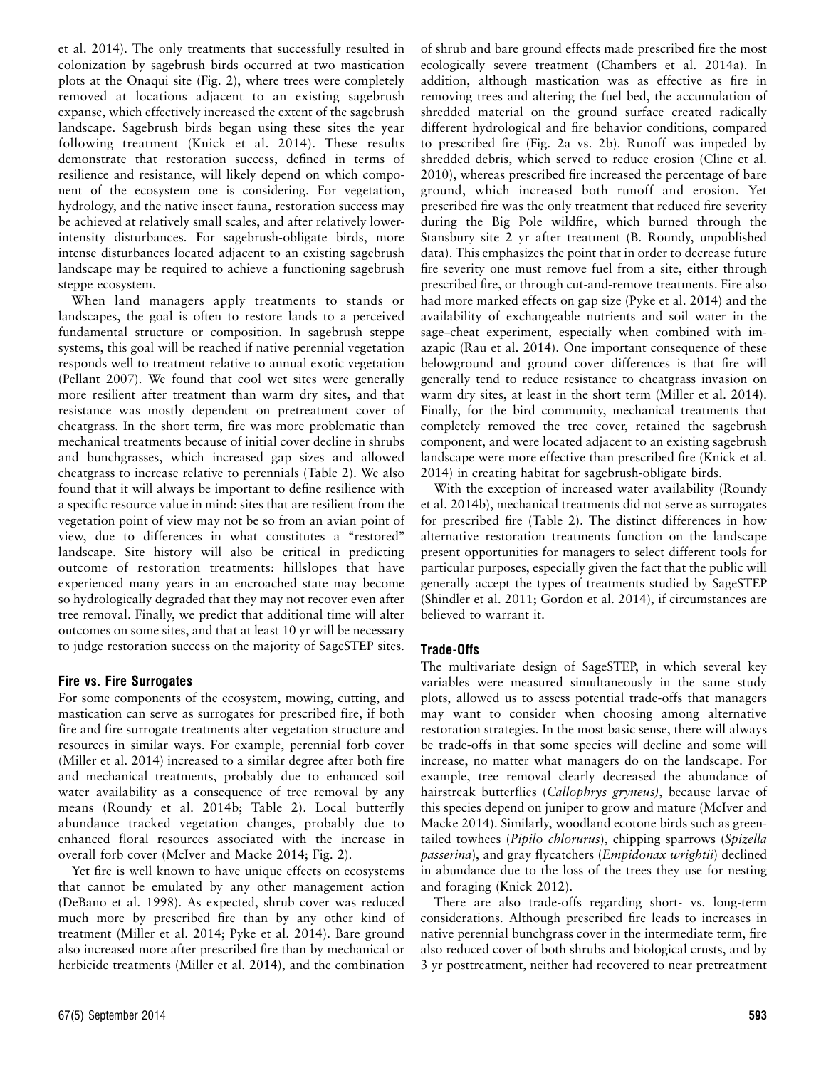et al. 2014). The only treatments that successfully resulted in colonization by sagebrush birds occurred at two mastication plots at the Onaqui site (Fig. 2), where trees were completely removed at locations adjacent to an existing sagebrush expanse, which effectively increased the extent of the sagebrush landscape. Sagebrush birds began using these sites the year following treatment (Knick et al. 2014). These results demonstrate that restoration success, defined in terms of resilience and resistance, will likely depend on which component of the ecosystem one is considering. For vegetation, hydrology, and the native insect fauna, restoration success may be achieved at relatively small scales, and after relatively lower-intensity disturbances. For sagebrush-obligate birds, more intense disturbances located adjacent to an existing sagebrush landscape may be required to achieve a functioning sagebrush steppe ecosystem.

When land managers apply treatments to stands or landscapes, the goal is often to restore lands to a perceived fundamental structure or composition. In sagebrush steppe systems, this goal will be reached if native perennial vegetation responds well to treatment relative to annual exotic vegetation (Pellant 2007). We found that cool wet sites were generally more resilient after treatment than warm dry sites, and that resistance was mostly dependent on pretreatment cover of cheatgrass. In the short term, fire was more problematic than mechanical treatments because of initial cover decline in shrubs and bunchgrasses, which increased gap sizes and allowed cheatgrass to increase relative to perennials (Table 2). We also found that it will always be important to define resilience with a specific resource value in mind: sites that are resilient from the vegetation point of view may not be so from an avian point of view, due to differences in what constitutes a "restored" landscape. Site history will also be critical in predicting outcome of restoration treatments: hillslopes that have experienced many years in an encroached state may become so hydrologically degraded that they may not recover even after tree removal. Finally, we predict that additional time will alter outcomes on some sites, and that at least 10 yr will be necessary to judge restoration success on the majority of SageSTEP sites.

## Fire vs. Fire Surrogates

For some components of the ecosystem, mowing, cutting, and mastication can serve as surrogates for prescribed fire, if both fire and fire surrogate treatments alter vegetation structure and resources in similar ways. For example, perennial forb cover (Miller et al. 2014) increased to a similar degree after both fire and mechanical treatments, probably due to enhanced soil water availability as a consequence of tree removal by any means (Roundy et al. 2014b; Table 2). Local butterfly abundance tracked vegetation changes, probably due to enhanced floral resources associated with the increase in overall forb cover (McIver and Macke 2014; Fig. 2).

Yet fire is well known to have unique effects on ecosystems that cannot be emulated by any other management action (DeBano et al. 1998). As expected, shrub cover was reduced much more by prescribed fire than by any other kind of treatment (Miller et al. 2014; Pyke et al. 2014). Bare ground also increased more after prescribed fire than by mechanical or herbicide treatments (Miller et al. 2014), and the combination of shrub and bare ground effects made prescribed fire the most ecologically severe treatment (Chambers et al. 2014a). In addition, although mastication was as effective as fire in removing trees and altering the fuel bed, the accumulation of shredded material on the ground surface created radically different hydrological and fire behavior conditions, compared to prescribed fire (Fig. 2a vs. 2b). Runoff was impeded by shredded debris, which served to reduce erosion (Cline et al. 2010), whereas prescribed fire increased the percentage of bare ground, which increased both runoff and erosion. Yet prescribed fire was the only treatment that reduced fire severity during the Big Pole wildfire, which burned through the Stansbury site 2 yr after treatment (B. Roundy, unpublished data). This emphasizes the point that in order to decrease future fire severity one must remove fuel from a site, either through prescribed fire, or through cut-and-remove treatments. Fire also had more marked effects on gap size (Pyke et al. 2014) and the availability of exchangeable nutrients and soil water in the sage–cheat experiment, especially when combined with imazapic (Rau et al. 2014). One important consequence of these belowground and ground cover differences is that fire will generally tend to reduce resistance to cheatgrass invasion on warm dry sites, at least in the short term (Miller et al. 2014). Finally, for the bird community, mechanical treatments that completely removed the tree cover, retained the sagebrush component, and were located adjacent to an existing sagebrush landscape were more effective than prescribed fire (Knick et al. 2014) in creating habitat for sagebrush-obligate birds.

With the exception of increased water availability (Roundy et al. 2014b), mechanical treatments did not serve as surrogates for prescribed fire (Table 2). The distinct differences in how alternative restoration treatments function on the landscape present opportunities for managers to select different tools for particular purposes, especially given the fact that the public will generally accept the types of treatments studied by SageSTEP (Shindler et al. 2011; Gordon et al. 2014), if circumstances are believed to warrant it.

## Trade-Offs

The multivariate design of SageSTEP, in which several key variables were measured simultaneously in the same study plots, allowed us to assess potential trade-offs that managers may want to consider when choosing among alternative restoration strategies. In the most basic sense, there will always be trade-offs in that some species will decline and some will increase, no matter what managers do on the landscape. For example, tree removal clearly decreased the abundance of hairstreak butterflies (*Callophrys gryneus*), because larvae of this species depend on juniper to grow and mature (McIver and Macke 2014). Similarly, woodland ecotone birds such as green-tailed towhees (*Pipilo chlorurus*), chipping sparrows (*Spizella passerina*), and gray flycatchers (*Empidonax wrightii*) declined in abundance due to the loss of the trees they use for nesting and foraging (Knick 2012).

There are also trade-offs regarding short- vs. long-term considerations. Although prescribed fire leads to increases in native perennial bunchgrass cover in the intermediate term, fire also reduced cover of both shrubs and biological crusts, and by 3 yr posttreatment, neither had recovered to near pretreatment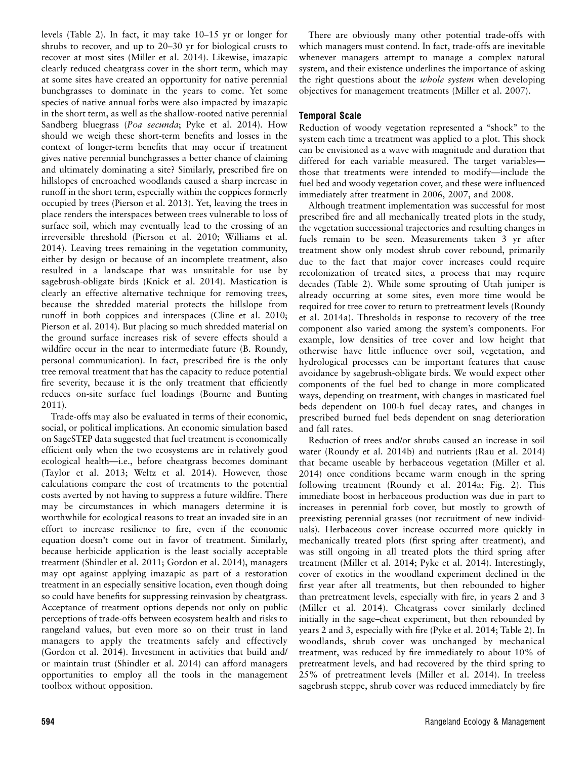levels (Table 2). In fact, it may take 10–15 yr or longer for shrubs to recover, and up to 20–30 yr for biological crusts to recover at most sites (Miller et al. 2014). Likewise, imazapic clearly reduced cheatgrass cover in the short term, which may at some sites have created an opportunity for native perennial bunchgrasses to dominate in the years to come. Yet some species of native annual forbs were also impacted by imazapic in the short term, as well as the shallow-rooted native perennial Sandberg bluegrass (*Poa secunda*; Pyke et al. 2014). How should we weigh these short-term benefits and losses in the context of longer-term benefits that may occur if treatment gives native perennial bunchgrasses a better chance of claiming and ultimately dominating a site? Similarly, prescribed fire on hillslopes of encroached woodlands caused a sharp increase in runoff in the short term, especially within the coppices formerly occupied by trees (Pierson et al. 2013). Yet, leaving the trees in place renders the interspaces between trees vulnerable to loss of surface soil, which may eventually lead to the crossing of an irreversible threshold (Pierson et al. 2010; Williams et al. 2014). Leaving trees remaining in the vegetation community, either by design or because of an incomplete treatment, also resulted in a landscape that was unsuitable for use by sagebrush-obligate birds (Knick et al. 2014). Mastication is clearly an effective alternative technique for removing trees, because the shredded material protects the hillslope from runoff in both coppices and interspaces (Cline et al. 2010; Pierson et al. 2014). But placing so much shredded material on the ground surface increases risk of severe effects should a wildfire occur in the near to intermediate future (B. Roundy, personal communication). In fact, prescribed fire is the only tree removal treatment that has the capacity to reduce potential fire severity, because it is the only treatment that efficiently reduces on-site surface fuel loadings (Bourne and Bunting 2011).

Trade-offs may also be evaluated in terms of their economic, social, or political implications. An economic simulation based on SageSTEP data suggested that fuel treatment is economically efficient only when the two ecosystems are in relatively good ecological health—i.e., before cheatgrass becomes dominant (Taylor et al. 2013; Weltz et al. 2014). However, those calculations compare the cost of treatments to the potential costs averted by not having to suppress a future wildfire. There may be circumstances in which managers determine it is worthwhile for ecological reasons to treat an invaded site in an effort to increase resilience to fire, even if the economic equation doesn't come out in favor of treatment. Similarly, because herbicide application is the least socially acceptable treatment (Shindler et al. 2011; Gordon et al. 2014), managers may opt against applying imazapic as part of a restoration treatment in an especially sensitive location, even though doing so could have benefits for suppressing reinvasion by cheatgrass. Acceptance of treatment options depends not only on public perceptions of trade-offs between ecosystem health and risks to rangeland values, but even more so on their trust in land managers to apply the treatments safely and effectively (Gordon et al. 2014). Investment in activities that build and/or maintain trust (Shindler et al. 2014) can afford managers opportunities to employ all the tools in the management toolbox without opposition.

There are obviously many other potential trade-offs with which managers must contend. In fact, trade-offs are inevitable whenever managers attempt to manage a complex natural system, and their existence underlines the importance of asking the right questions about the *whole system* when developing objectives for management treatments (Miller et al. 2007).

### Temporal Scale

Reduction of woody vegetation represented a "shock" to the system each time a treatment was applied to a plot. This shock can be envisioned as a wave with magnitude and duration that differed for each variable measured. The target variables—those that treatments were intended to modify—include the fuel bed and woody vegetation cover, and these were influenced immediately after treatment in 2006, 2007, and 2008.

Although treatment implementation was successful for most prescribed fire and all mechanically treated plots in the study, the vegetation successional trajectories and resulting changes in fuels remain to be seen. Measurements taken 3 yr after treatment show only modest shrub cover rebound, primarily due to the fact that major cover increases could require recolonization of treated sites, a process that may require decades (Table 2). While some sprouting of Utah juniper is already occurring at some sites, even more time would be required for tree cover to return to pretreatment levels (Roundy et al. 2014a). Thresholds in response to recovery of the tree component also varied among the system's components. For example, low densities of tree cover and low height that otherwise have little influence over soil, vegetation, and hydrological processes can be important features that cause avoidance by sagebrush-obligate birds. We would expect other components of the fuel bed to change in more complicated ways, depending on treatment, with changes in masticated fuel beds dependent on 100-h fuel decay rates, and changes in prescribed burned fuel beds dependent on snag deterioration and fall rates.

Reduction of trees and/or shrubs caused an increase in soil water (Roundy et al. 2014b) and nutrients (Rau et al. 2014) that became useable by herbaceous vegetation (Miller et al. 2014) once conditions became warm enough in the spring following treatment (Roundy et al. 2014a; Fig. 2). This immediate boost in herbaceous production was due in part to increases in perennial forb cover, but mostly to growth of preexisting perennial grasses (not recruitment of new individuals). Herbaceous cover increase occurred more quickly in mechanically treated plots (first spring after treatment), and was still ongoing in all treated plots the third spring after treatment (Miller et al. 2014; Pyke et al. 2014). Interestingly, cover of exotics in the woodland experiment declined in the first year after all treatments, but then rebounded to higher than pretreatment levels, especially with fire, in years 2 and 3 (Miller et al. 2014). Cheatgrass cover similarly declined initially in the sage–cheat experiment, but then rebounded by years 2 and 3, especially with fire (Pyke et al. 2014; Table 2). In woodlands, shrub cover was unchanged by mechanical treatment, was reduced by fire immediately to about 10% of pretreatment levels, and had recovered by the third spring to 25% of pretreatment levels (Miller et al. 2014). In treeless sagebrush steppe, shrub cover was reduced immediately by fire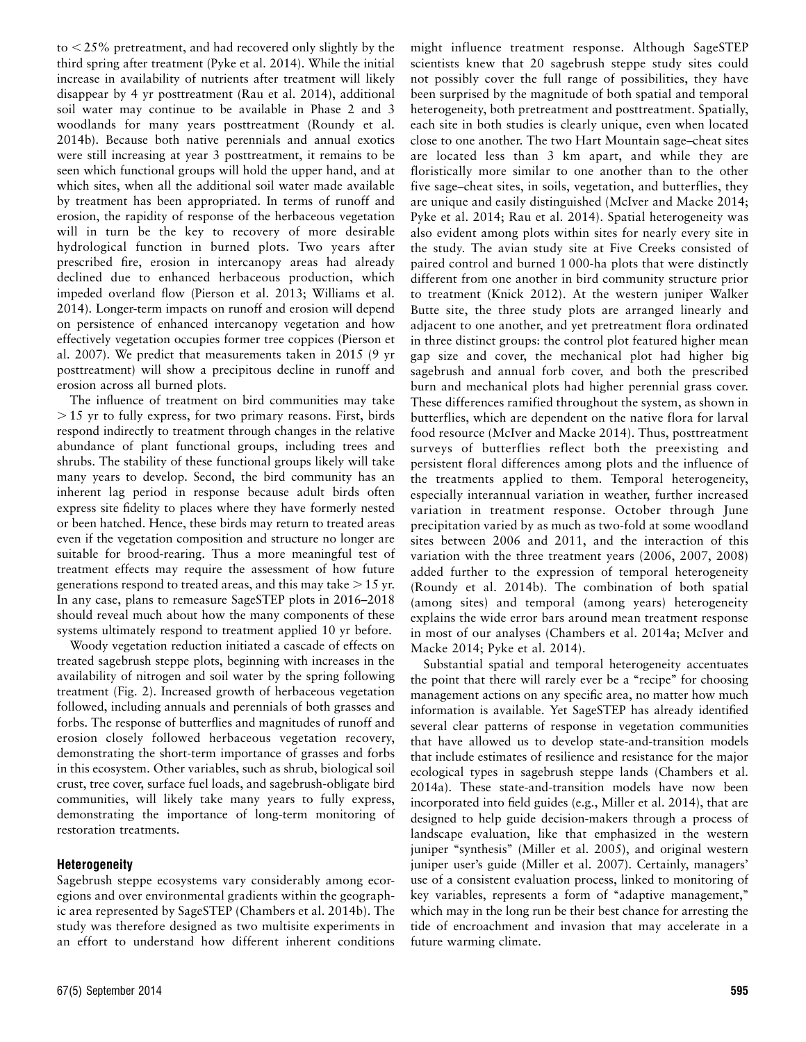to < 25% pretreatment, and had recovered only slightly by the third spring after treatment (Pyke et al. 2014). While the initial increase in availability of nutrients after treatment will likely disappear by 4 yr posttreatment (Rau et al. 2014), additional soil water may continue to be available in Phase 2 and 3 woodlands for many years posttreatment (Roundy et al. 2014b). Because both native perennials and annual exotics were still increasing at year 3 posttreatment, it remains to be seen which functional groups will hold the upper hand, and at which sites, when all the additional soil water made available by treatment has been appropriated. In terms of runoff and erosion, the rapidity of response of the herbaceous vegetation will in turn be the key to recovery of more desirable hydrological function in burned plots. Two years after prescribed fire, erosion in intercanopy areas had already declined due to enhanced herbaceous production, which impeded overland flow (Pierson et al. 2013; Williams et al. 2014). Longer-term impacts on runoff and erosion will depend on persistence of enhanced intercanopy vegetation and how effectively vegetation occupies former tree coppices (Pierson et al. 2007). We predict that measurements taken in 2015 (9 yr posttreatment) will show a precipitous decline in runoff and erosion across all burned plots.

The influence of treatment on bird communities may take > 15 yr to fully express, for two primary reasons. First, birds respond indirectly to treatment through changes in the relative abundance of plant functional groups, including trees and shrubs. The stability of these functional groups likely will take many years to develop. Second, the bird community has an inherent lag period in response because adult birds often express site fidelity to places where they have formerly nested or been hatched. Hence, these birds may return to treated areas even if the vegetation composition and structure no longer are suitable for brood-rearing. Thus a more meaningful test of treatment effects may require the assessment of how future generations respond to treated areas, and this may take > 15 yr. In any case, plans to remeasure SageSTEP plots in 2016–2018 should reveal much about how the many components of these systems ultimately respond to treatment applied 10 yr before.

Woody vegetation reduction initiated a cascade of effects on treated sagebrush steppe plots, beginning with increases in the availability of nitrogen and soil water by the spring following treatment (Fig. 2). Increased growth of herbaceous vegetation followed, including annuals and perennials of both grasses and forbs. The response of butterflies and magnitudes of runoff and erosion closely followed herbaceous vegetation recovery, demonstrating the short-term importance of grasses and forbs in this ecosystem. Other variables, such as shrub, biological soil crust, tree cover, surface fuel loads, and sagebrush-obligate bird communities, will likely take many years to fully express, demonstrating the importance of long-term monitoring of restoration treatments.

### Heterogeneity

Sagebrush steppe ecosystems vary considerably among ecoregions and over environmental gradients within the geographic area represented by SageSTEP (Chambers et al. 2014b). The study was therefore designed as two multisite experiments in an effort to understand how different inherent conditions might influence treatment response. Although SageSTEP scientists knew that 20 sagebrush steppe study sites could not possibly cover the full range of possibilities, they have been surprised by the magnitude of both spatial and temporal heterogeneity, both pretreatment and posttreatment. Spatially, each site in both studies is clearly unique, even when located close to one another. The two Hart Mountain sage–cheat sites are located less than 3 km apart, and while they are floristically more similar to one another than to the other five sage–cheat sites, in soils, vegetation, and butterflies, they are unique and easily distinguished (McIver and Macke 2014; Pyke et al. 2014; Rau et al. 2014). Spatial heterogeneity was also evident among plots within sites for nearly every site in the study. The avian study site at Five Creeks consisted of paired control and burned 1 000-ha plots that were distinctly different from one another in bird community structure prior to treatment (Knick 2012). At the western juniper Walker Butte site, the three study plots are arranged linearly and adjacent to one another, and yet pretreatment flora ordinated in three distinct groups: the control plot featured higher mean gap size and cover, the mechanical plot had higher big sagebrush and annual forb cover, and both the prescribed burn and mechanical plots had higher perennial grass cover. These differences ramified throughout the system, as shown in butterflies, which are dependent on the native flora for larval food resource (McIver and Macke 2014). Thus, posttreatment surveys of butterflies reflect both the preexisting and persistent floral differences among plots and the influence of the treatments applied to them. Temporal heterogeneity, especially interannual variation in weather, further increased variation in treatment response. October through June precipitation varied by as much as two-fold at some woodland sites between 2006 and 2011, and the interaction of this variation with the three treatment years (2006, 2007, 2008) added further to the expression of temporal heterogeneity (Roundy et al. 2014b). The combination of both spatial (among sites) and temporal (among years) heterogeneity explains the wide error bars around mean treatment response in most of our analyses (Chambers et al. 2014a; McIver and Macke 2014; Pyke et al. 2014).

Substantial spatial and temporal heterogeneity accentuates the point that there will rarely ever be a "recipe" for choosing management actions on any specific area, no matter how much information is available. Yet SageSTEP has already identified several clear patterns of response in vegetation communities that have allowed us to develop state-and-transition models that include estimates of resilience and resistance for the major ecological types in sagebrush steppe lands (Chambers et al. 2014a). These state-and-transition models have now been incorporated into field guides (e.g., Miller et al. 2014), that are designed to help guide decision-makers through a process of landscape evaluation, like that emphasized in the western juniper "synthesis" (Miller et al. 2005), and original western juniper user's guide (Miller et al. 2007). Certainly, managers' use of a consistent evaluation process, linked to monitoring of key variables, represents a form of "adaptive management," which may in the long run be their best chance for arresting the tide of encroachment and invasion that may accelerate in a future warming climate.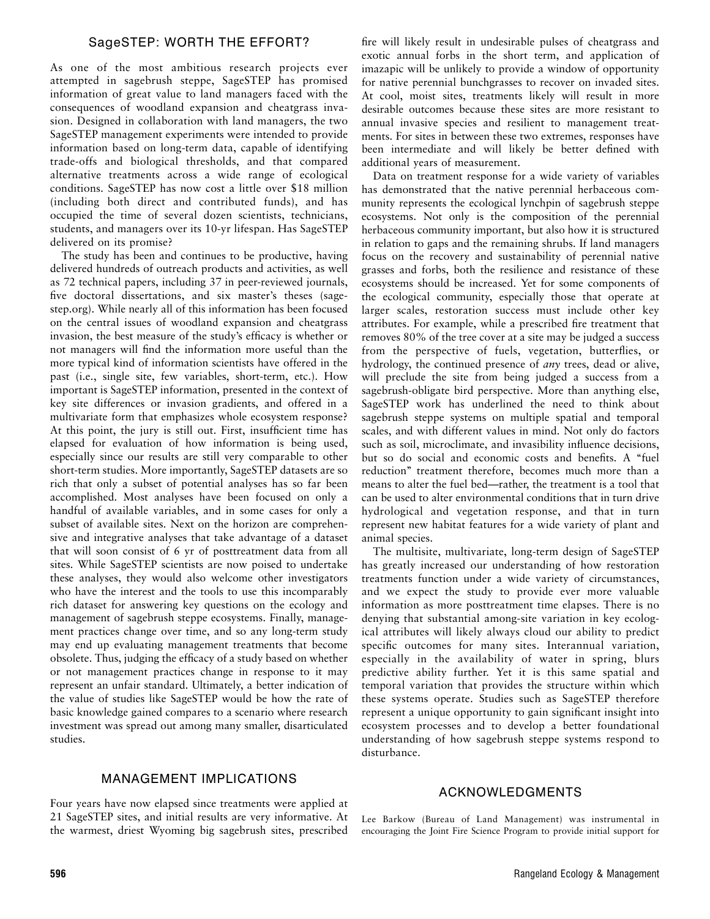## SageSTEP: WORTH THE EFFORT?

As one of the most ambitious research projects ever attempted in sagebrush steppe, SageSTEP has promised information of great value to land managers faced with the consequences of woodland expansion and cheatgrass invasion. Designed in collaboration with land managers, the two SageSTEP management experiments were intended to provide information based on long-term data, capable of identifying trade-offs and biological thresholds, and that compared alternative treatments across a wide range of ecological conditions. SageSTEP has now cost a little over \$18 million (including both direct and contributed funds), and has occupied the time of several dozen scientists, technicians, students, and managers over its 10-yr lifespan. Has SageSTEP delivered on its promise?

The study has been and continues to be productive, having delivered hundreds of outreach products and activities, as well as 72 technical papers, including 37 in peer-reviewed journals, five doctoral dissertations, and six master's theses (sagestep.org). While nearly all of this information has been focused on the central issues of woodland expansion and cheatgrass invasion, the best measure of the study's efficacy is whether or not managers will find the information more useful than the more typical kind of information scientists have offered in the past (i.e., single site, few variables, short-term, etc.). How important is SageSTEP information, presented in the context of key site differences or invasion gradients, and offered in a multivariate form that emphasizes whole ecosystem response? At this point, the jury is still out. First, insufficient time has elapsed for evaluation of how information is being used, especially since our results are still very comparable to other short-term studies. More importantly, SageSTEP datasets are so rich that only a subset of potential analyses has so far been accomplished. Most analyses have been focused on only a handful of available variables, and in some cases for only a subset of available sites. Next on the horizon are comprehensive and integrative analyses that take advantage of a dataset that will soon consist of 6 yr of posttreatment data from all sites. While SageSTEP scientists are now poised to undertake these analyses, they would also welcome other investigators who have the interest and the tools to use this incomparably rich dataset for answering key questions on the ecology and management of sagebrush steppe ecosystems. Finally, management practices change over time, and so any long-term study may end up evaluating management treatments that become obsolete. Thus, judging the efficacy of a study based on whether or not management practices change in response to it may represent an unfair standard. Ultimately, a better indication of the value of studies like SageSTEP would be how the rate of basic knowledge gained compares to a scenario where research investment was spread out among many smaller, disarticulated studies.

## MANAGEMENT IMPLICATIONS

Four years have now elapsed since treatments were applied at 21 SageSTEP sites, and initial results are very informative. At the warmest, driest Wyoming big sagebrush sites, prescribed fire will likely result in undesirable pulses of cheatgrass and exotic annual forbs in the short term, and application of imazapic will be unlikely to provide a window of opportunity for native perennial bunchgrasses to recover on invaded sites. At cool, moist sites, treatments likely will result in more desirable outcomes because these sites are more resistant to annual invasive species and resilient to management treatments. For sites in between these two extremes, responses have been intermediate and will likely be better defined with additional years of measurement.

Data on treatment response for a wide variety of variables has demonstrated that the native perennial herbaceous community represents the ecological lynchpin of sagebrush steppe ecosystems. Not only is the composition of the perennial herbaceous community important, but also how it is structured in relation to gaps and the remaining shrubs. If land managers focus on the recovery and sustainability of perennial native grasses and forbs, both the resilience and resistance of these ecosystems should be increased. Yet for some components of the ecological community, especially those that operate at larger scales, restoration success must include other key attributes. For example, while a prescribed fire treatment that removes 80% of the tree cover at a site may be judged a success from the perspective of fuels, vegetation, butterflies, or hydrology, the continued presence of *any* trees, dead or alive, will preclude the site from being judged a success from a sagebrush-obligate bird perspective. More than anything else, SageSTEP work has underlined the need to think about sagebrush steppe systems on multiple spatial and temporal scales, and with different values in mind. Not only do factors such as soil, microclimate, and invasibility influence decisions, but so do social and economic costs and benefits. A "fuel reduction" treatment therefore, becomes much more than a means to alter the fuel bed—rather, the treatment is a tool that can be used to alter environmental conditions that in turn drive hydrological and vegetation response, and that in turn represent new habitat features for a wide variety of plant and animal species.

The multisite, multivariate, long-term design of SageSTEP has greatly increased our understanding of how restoration treatments function under a wide variety of circumstances, and we expect the study to provide ever more valuable information as more posttreatment time elapses. There is no denying that substantial among-site variation in key ecological attributes will likely always cloud our ability to predict specific outcomes for many sites. Interannual variation, especially in the availability of water in spring, blurs predictive ability further. Yet it is this same spatial and temporal variation that provides the structure within which these systems operate. Studies such as SageSTEP therefore represent a unique opportunity to gain significant insight into ecosystem processes and to develop a better foundational understanding of how sagebrush steppe systems respond to disturbance.

## ACKNOWLEDGMENTS

Lee Barkow (Bureau of Land Management) was instrumental in encouraging the Joint Fire Science Program to provide initial support for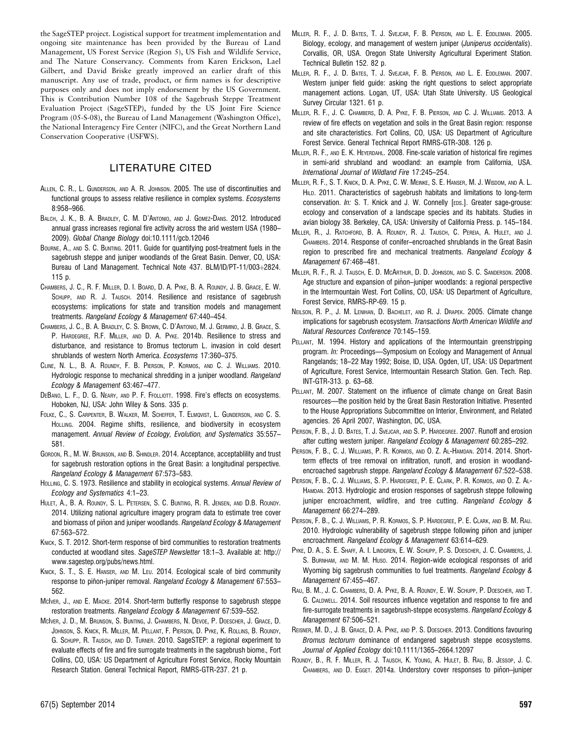the SageSTEP project. Logistical support for treatment implementation and ongoing site maintenance has been provided by the Bureau of Land Management, US Forest Service (Region 5), US Fish and Wildlife Service, and The Nature Conservancy. Comments from Karen Erickson, Lael Gilbert, and David Briske greatly improved an earlier draft of this manuscript. Any use of trade, product, or firm names is for descriptive purposes only and does not imply endorsement by the US Government. This is Contribution Number 108 of the Sagebrush Steppe Treatment Evaluation Project (SageSTEP), funded by the US Joint Fire Science Program (05-S-08), the Bureau of Land Management (Washington Office), the National Interagency Fire Center (NIFC), and the Great Northern Land Conservation Cooperative (USFWS).

## LITERATURE CITED

Allen, C. R., L. Gunderson, and A. R. Johnson. 2005. The use of discontinuities and functional groups to assess relative resilience in complex systems. *Ecosystems* 8:958–966.

Balch, J. K., B. A. Bradley, C. M. D'Antonio, and J. Gomez-Dans. 2012. Introduced annual grass increases regional fire activity across the arid western USA (1980–2009). *Global Change Biology* doi:10.1111/gcb.12046

Bourne, A., and S. C. Bunting. 2011. Guide for quantifying post-treatment fuels in the sagebrush steppe and juniper woodlands of the Great Basin. Denver, CO, USA: Bureau of Land Management. Technical Note 437. BLM/ID/PT-11/003+2824. 115 p.

Chambers, J. C., R. F. Miller, D. I. Board, D. A. Pyke, B. A. Roundy, J. B. Grace, E. W. Schupp, and R. J. Tausch. 2014. Resilience and resistance of sagebrush ecosystems: implications for state and transition models and management treatments. *Rangeland Ecology & Management* 67:440–454.

Chambers, J. C., B. A. Bradley, C. S. Brown, C. D'Antonio, M. J. Germino, J. B. Grace, S. P. Hardegree, R.F. Miller, and D. A. Pyke. 2014b. Resilience to stress and disturbance, and resistance to Bromus tectorum L. invasion in cold desert shrublands of western North America. *Ecosystems* 17:360–375.

Cline, N. L., B. A. Roundy, F. B. Pierson, P. Kormos, and C. J. Williams. 2010. Hydrologic response to mechanical shredding in a juniper woodland. *Rangeland Ecology & Management* 63:467–477.

DeBano, L. F., D. G. Neary, and P. F. Ffolliott. 1998. Fire's effects on ecosystems. Hoboken, NJ, USA: John Wiley & Sons. 335 p.

Folke, C., S. Carpenter, B. Walker, M. Scheffer, T. Elmqvist, L. Gunderson, and C. S. Holling. 2004. Regime shifts, resilience, and biodiversity in ecosystem management. *Annual Review of Ecology, Evolution, and Systematics* 35:557–581.

Gordon, R., M. W. Brunson, and B. Shindler. 2014. Acceptance, acceptablility and trust for sagebrush restoration options in the Great Basin: a longitudinal perspective. *Rangeland Ecology & Management* 67:573–583.

Holling, C. S. 1973. Resilience and stability in ecological systems. *Annual Review of Ecology and Systematics* 4:1–23.

Hulet, A., B. A. Roundy, S. L. Petersen, S. C. Bunting, R. R. Jensen, and D.B. Roundy. 2014. Utilizing national agriculture imagery program data to estimate tree cover and biomass of piñon and juniper woodlands. *Rangeland Ecology & Management* 67:563–572.

Knick, S. T. 2012. Short-term response of bird communities to restoration treatments conducted at woodland sites. *SageSTEP Newsletter* 18:1–3. Available at: http://www.sagestep.org/pubs/news.html.

Knick, S. T., S. E. Hanser, and M. Leu. 2014. Ecological scale of bird community response to piñon-juniper removal. *Rangeland Ecology & Management* 67:553–562.

McIver, J., and E. Macke. 2014. Short-term butterfly response to sagebrush steppe restoration treatments. *Rangeland Ecology & Management* 67:539–552.

McIver, J. D., M. Brunson, S. Bunting, J. Chambers, N. Devoe, P. Doescher, J. Grace, D. Johnson, S. Knick, R. Miller, M. Pellant, F. Pierson, D. Pyke, K. Rollins, B. Roundy, G. Schupp, R. Tausch, and D. Turner. 2010. SageSTEP: a regional experiment to evaluate effects of fire and fire surrogate treatments in the sagebrush biome., Fort Collins, CO, USA: US Department of Agriculture Forest Service, Rocky Mountain Research Station. General Technical Report, RMRS-GTR-237. 21 p.

Miller, R. F., J. D. Bates, T. J. Svejcar, F. B. Pierson, and L. E. Eddleman. 2005. Biology, ecology, and management of western juniper (*Juniperus occidentalis*). Corvallis, OR, USA. Oregon State University Agricultural Experiment Station. Technical Bulletin 152. 82 p.

Miller, R. F., J. D. Bates, T. J. Svejcar, F. B. Pierson, and L. E. Eddleman. 2007. Western juniper field guide: asking the right questions to select appropriate management actions. Logan, UT, USA: Utah State University. US Geological Survey Circular 1321. 61 p.

Miller, R. F., J. C. Chambers, D. A. Pyke, F. B. Pierson, and C. J. Williams. 2013. A review of fire effects on vegetation and soils in the Great Basin region: response and site characteristics. Fort Collins, CO, USA: US Department of Agriculture Forest Service. General Technical Report RMRS-GTR-308. 126 p.

Miller, R. F., and E. K. Heyerdahl. 2008. Fine-scale variation of historical fire regimes in semi-arid shrubland and woodland: an example from California, USA. *International Journal of Wildland Fire* 17:245–254.

Miller, R. F., S. T. Knick, D. A. Pyke, C. W. Meinke, S. E. Hanser, M. J. Wisdom, and A. L. Hild. 2011. Characteristics of sagebrush habitats and limitations to long-term conservation. *In:* S. T. Knick and J. W. Connelly [eds.]. Greater sage-grouse: ecology and conservation of a landscape species and its habitats. Studies in avian biology 38. Berkeley, CA, USA: University of California Press. p. 145–184.

Miller, R., J. Ratchford, B. A. Roundy, R. J. Tausch, C. Pereia, A. Hulet, and J. Chambers. 2014. Response of conifer–encroached shrublands in the Great Basin region to prescribed fire and mechanical treatments. *Rangeland Ecology & Management* 67:468–481.

Miller, R. F., R. J. Tausch, E. D. McArthur, D. D. Johnson, and S. C. Sanderson. 2008. Age structure and expansion of piñon–juniper woodlands: a regional perspective in the Intermountain West. Fort Collins, CO, USA: US Department of Agriculture, Forest Service, RMRS-RP-69. 15 p.

Neilson, R. P., J. M. Lenihan, D. Bachelet, and R. J. Drapek. 2005. Climate change implications for sagebrush ecosystem. *Transactions North American Wildlife and Natural Resources Conference* 70:145–159.

Pellant, M. 1994. History and applications of the Intermountain greenstripping program. *In:* Proceedings—Symposium on Ecology and Management of Annual Rangelands; 18–22 May 1992; Boise, ID, USA. Ogden, UT, USA: US Department of Agriculture, Forest Service, Intermountain Research Station. Gen. Tech. Rep. INT-GTR-313. p. 63–68.

Pellant, M. 2007. Statement on the influence of climate change on Great Basin resources—the position held by the Great Basin Restoration Initiative. Presented to the House Appropriations Subcommittee on Interior, Environment, and Related agencies. 26 April 2007, Washington, DC, USA.

Pierson, F. B., J. D. Bates, T. J. Svejcar, and S. P. Hardegree. 2007. Runoff and erosion after cutting western juniper. *Rangeland Ecology & Management* 60:285–292.

Pierson, F. B., C. J. Williams, P. R. Kormos, and O. Z. Al-Hamdan. 2014. 2014. Short-term effects of tree removal on infiltration, runoff, and erosion in woodland-encroached sagebrush steppe. *Rangeland Ecology & Management* 67:522–538.

Pierson, F. B., C. J. Williams, S. P. Hardegree, P. E. Clark, P. R. Kormos, and O. Z. Al-Hamdan. 2013. Hydrologic and erosion responses of sagebrush steppe following juniper encroachment, wildfire, and tree cutting. *Rangeland Ecology & Management* 66:274–289.

Pierson, F. B., C. J. Williams, P. R. Kormos, S. P. Hardegree, P. E. Clark, and B. M. Rau. 2010. Hydrologic vulnerability of sagebrush steppe following piñon and juniper encroachment. *Rangeland Ecology & Management* 63:614–629.

Pyke, D. A., S. E. Shaff, A. I. Lindgren, E. W. Schupp, P. S. Doescher, J. C. Chambers, J. S. Burnham, and M. M. Huso. 2014. Region-wide ecological responses of arid Wyoming big sagebrush communities to fuel treatments. *Rangeland Ecology & Management* 67:455–467.

Rau, B. M., J. C. Chambers, D. A. Pyke, B. A. Roundy, E. W. Schupp, P. Doescher, and T. G. Caldwell. 2014. Soil resources influence vegetation and response to fire and fire-surrogate treatments in sagebrush-steppe ecosystems. *Rangeland Ecology & Management* 67:506–521.

Reisner, M. D., J. B. Grace, D. A. Pyke, and P. S. Doescher. 2013. Conditions favouring *Bromus tectorum* dominance of endangered sagebrush steppe ecosystems. *Journal of Applied Ecology* doi:10.1111/1365–2664.12097

Roundy, B., R. F. Miller, R. J. Tausch, K. Young, A. Hulet, B. Rau, B. Jessop, J. C. Chambers, and D. Egget. 2014a. Understory cover responses to piñon–juniper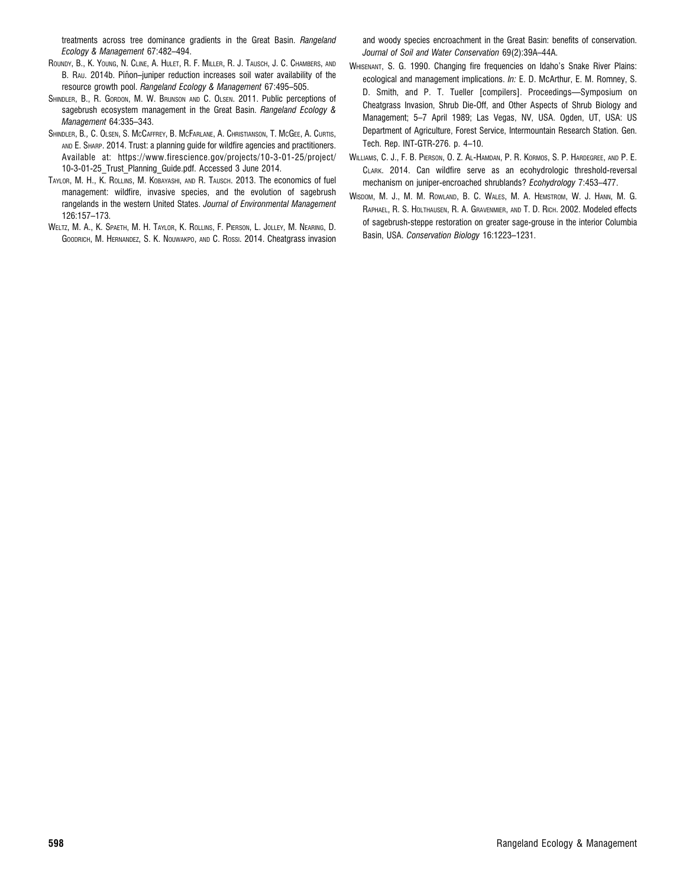treatments across tree dominance gradients in the Great Basin. *Rangeland Ecology & Management* 67:482–494.

Roundy, B., K. Young, N. Cline, A. Hulet, R. F. Miller, R. J. Tausch, J. C. Chambers, and B. Rau. 2014b. Piñon–juniper reduction increases soil water availability of the resource growth pool. *Rangeland Ecology & Management* 67:495–505.

Shindler, B., R. Gordon, M. W. Brunson and C. Olsen. 2011. Public perceptions of sagebrush ecosystem management in the Great Basin. *Rangeland Ecology & Management* 64:335–343.

Shindler, B., C. Olsen, S. McCaffrey, B. McFarlane, A. Christianson, T. McGee, A. Curtis, and E. Sharp. 2014. Trust: a planning guide for wildfire agencies and practitioners. Available at: https://www.firescience.gov/projects/10-3-01-25/project/10-3-01-25_Trust_Planning_Guide.pdf. Accessed 3 June 2014.

Taylor, M. H., K. Rollins, M. Kobayashi, and R. Tausch. 2013. The economics of fuel management: wildfire, invasive species, and the evolution of sagebrush rangelands in the western United States. *Journal of Environmental Management* 126:157–173.

Weltz, M. A., K. Spaeth, M. H. Taylor, K. Rollins, F. Pierson, L. Jolley, M. Nearing, D. Goodrich, M. Hernandez, S. K. Nouwakpo, and C. Rossi. 2014. Cheatgrass invasion and woody species encroachment in the Great Basin: benefits of conservation. *Journal of Soil and Water Conservation* 69(2):39A–44A.

Whisenant, S. G. 1990. Changing fire frequencies on Idaho's Snake River Plains: ecological and management implications. *In:* E. D. McArthur, E. M. Romney, S. D. Smith, and P. T. Tueller [compilers]. Proceedings—Symposium on Cheatgrass Invasion, Shrub Die-Off, and Other Aspects of Shrub Biology and Management; 5–7 April 1989; Las Vegas, NV, USA. Ogden, UT, USA: US Department of Agriculture, Forest Service, Intermountain Research Station. Gen. Tech. Rep. INT-GTR-276. p. 4–10.

Williams, C. J., F. B. Pierson, O. Z. Al-Hamdan, P. R. Kormos, S. P. Hardegree, and P. E. Clark. 2014. Can wildfire serve as an ecohydrologic threshold-reversal mechanism on juniper-encroached shrublands? *Ecohydrology* 7:453–477.

Wisdom, M. J., M. M. Rowland, B. C. Wales, M. A. Hemstrom, W. J. Hann, M. G. Raphael, R. S. Holthausen, R. A. Gravenmier, and T. D. Rich. 2002. Modeled effects of sagebrush-steppe restoration on greater sage-grouse in the interior Columbia Basin, USA. *Conservation Biology* 16:1223–1231.